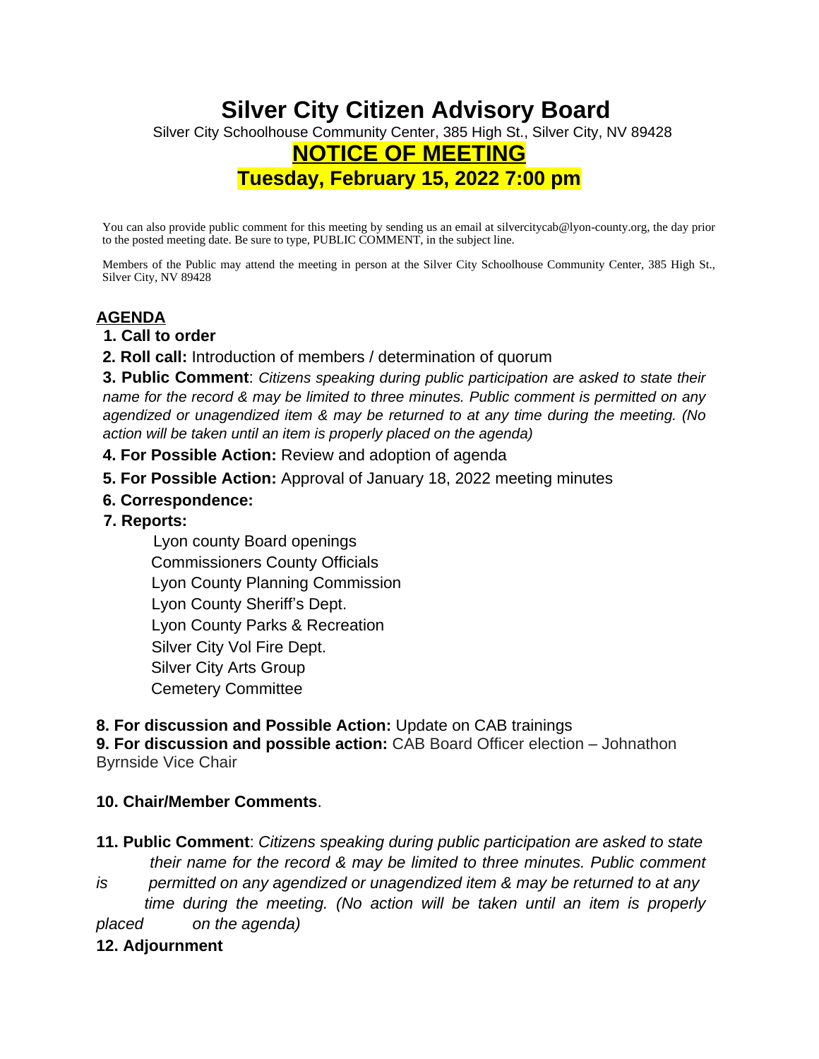# Silver City Citizen Advisory Board

Silver City Schoolhouse Community Center, 385 High St., Silver City, NV 89428

## NOTICE OF MEETING

## Tuesday, February 15, 2022 7:00 pm

You can also provide public comment for this meeting by sending us an email at silvercitycab@lyon-county.org, the day prior to the posted meeting date. Be sure to type, PUBLIC COMMENT, in the subject line.

Members of the Public may attend the meeting in person at the Silver City Schoolhouse Community Center, 385 High St., Silver City, NV 89428

## AGENDA

1. **Call to order**
2. **Roll call:** Introduction of members / determination of quorum
3. **Public Comment**: *Citizens speaking during public participation are asked to state their name for the record & may be limited to three minutes. Public comment is permitted on any agendized or unagendized item & may be returned to at any time during the meeting. (No action will be taken until an item is properly placed on the agenda)*
4. **For Possible Action:** Review and adoption of agenda
5. **For Possible Action:** Approval of January 18, 2022 meeting minutes
6. **Correspondence:**
7. **Reports:**
   - Lyon county Board openings
   - Commissioners County Officials
   - Lyon County Planning Commission
   - Lyon County Sheriff's Dept.
   - Lyon County Parks & Recreation
   - Silver City Vol Fire Dept.
   - Silver City Arts Group
   - Cemetery Committee

8. **For discussion and Possible Action:** Update on CAB trainings
9. **For discussion and possible action:** CAB Board Officer election – Johnathon Byrnside Vice Chair

10. **Chair/Member Comments**.

11. **Public Comment**: *Citizens speaking during public participation are asked to state their name for the record & may be limited to three minutes. Public comment is permitted on any agendized or unagendized item & may be returned to at any time during the meeting. (No action will be taken until an item is properly placed on the agenda)*

12. **Adjournment**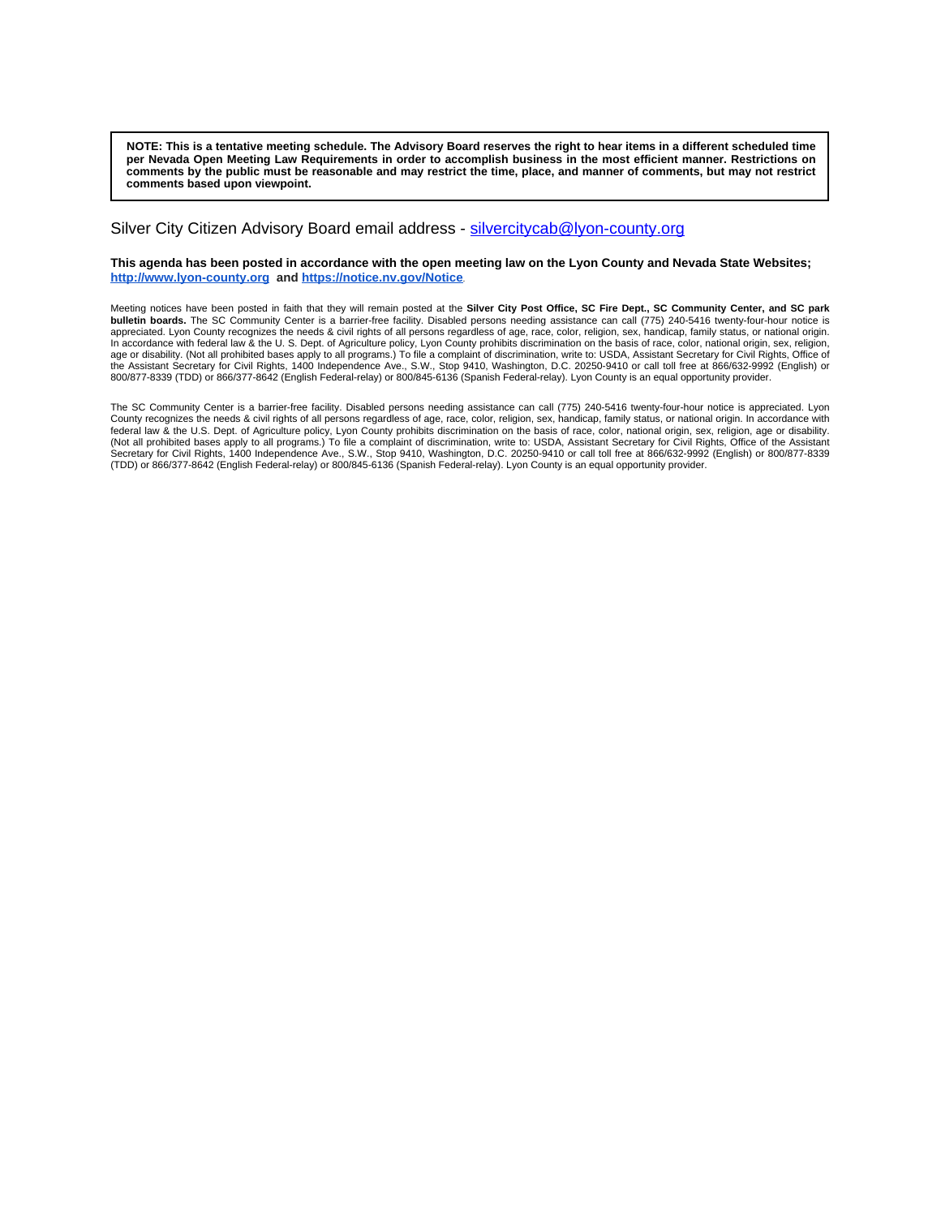**NOTE: This is a tentative meeting schedule. The Advisory Board reserves the right to hear items in a different scheduled time per Nevada Open Meeting Law Requirements in order to accomplish business in the most efficient manner. Restrictions on comments by the public must be reasonable and may restrict the time, place, and manner of comments, but may not restrict comments based upon viewpoint.**

Silver City Citizen Advisory Board email address - silvercitycab@lyon-county.org

**This agenda has been posted in accordance with the open meeting law on the Lyon County and Nevada State Websites; http://www.lyon-county.org and https://notice.nv.gov/Notice.**

Meeting notices have been posted in faith that they will remain posted at the **Silver City Post Office, SC Fire Dept., SC Community Center, and SC park bulletin boards.** The SC Community Center is a barrier-free facility. Disabled persons needing assistance can call (775) 240-5416 twenty-four-hour notice is appreciated. Lyon County recognizes the needs & civil rights of all persons regardless of age, race, color, religion, sex, handicap, family status, or national origin. In accordance with federal law & the U. S. Dept. of Agriculture policy, Lyon County prohibits discrimination on the basis of race, color, national origin, sex, religion, age or disability. (Not all prohibited bases apply to all programs.) To file a complaint of discrimination, write to: USDA, Assistant Secretary for Civil Rights, Office of the Assistant Secretary for Civil Rights, 1400 Independence Ave., S.W., Stop 9410, Washington, D.C. 20250-9410 or call toll free at 866/632-9992 (English) or 800/877-8339 (TDD) or 866/377-8642 (English Federal-relay) or 800/845-6136 (Spanish Federal-relay). Lyon County is an equal opportunity provider.

The SC Community Center is a barrier-free facility. Disabled persons needing assistance can call (775) 240-5416 twenty-four-hour notice is appreciated. Lyon County recognizes the needs & civil rights of all persons regardless of age, race, color, religion, sex, handicap, family status, or national origin. In accordance with federal law & the U.S. Dept. of Agriculture policy, Lyon County prohibits discrimination on the basis of race, color, national origin, sex, religion, age or disability. (Not all prohibited bases apply to all programs.) To file a complaint of discrimination, write to: USDA, Assistant Secretary for Civil Rights, Office of the Assistant Secretary for Civil Rights, 1400 Independence Ave., S.W., Stop 9410, Washington, D.C. 20250-9410 or call toll free at 866/632-9992 (English) or 800/877-8339 (TDD) or 866/377-8642 (English Federal-relay) or 800/845-6136 (Spanish Federal-relay). Lyon County is an equal opportunity provider.